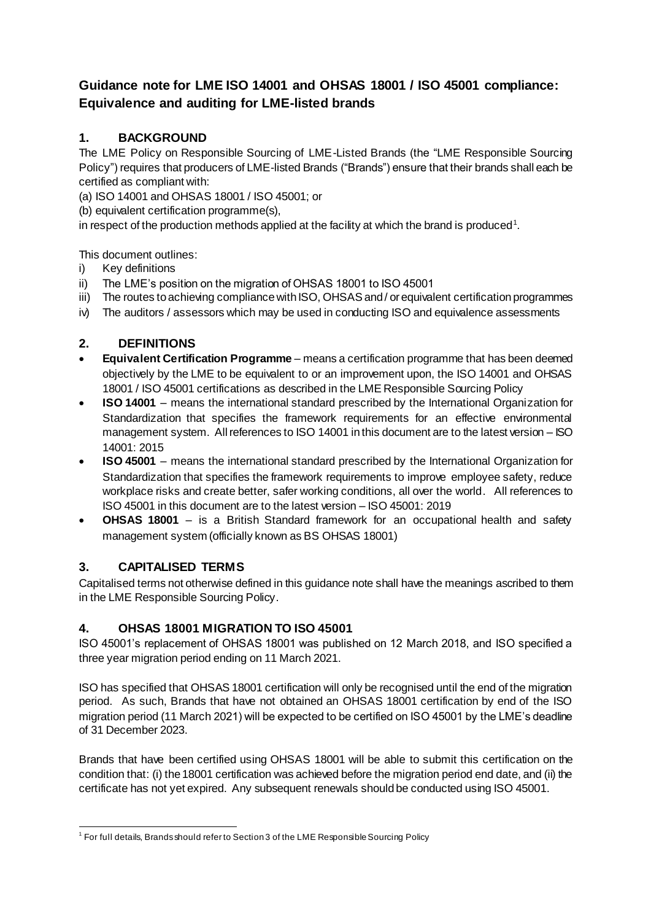# Guidance note for LME ISO 14001 and OHSAS 18001 / ISO 45001 compliance: Equivalence and auditing for LME-listed brands

## 1. BACKGROUND

The LME Policy on Responsible Sourcing of LME-Listed Brands (the "LME Responsible Sourcing Policy") requires that producers of LME-listed Brands ("Brands") ensure that their brands shall each be certified as compliant with:

(a) ISO 14001 and OHSAS 18001 / ISO 45001; or

(b) equivalent certification programme(s),

in respect of the production methods applied at the facility at which the brand is produced[1].

This document outlines:

i) Key definitions
ii) The LME's position on the migration of OHSAS 18001 to ISO 45001
iii) The routes to achieving compliance with ISO, OHSAS and / or equivalent certification programmes
iv) The auditors / assessors which may be used in conducting ISO and equivalence assessments

## 2. DEFINITIONS

- **Equivalent Certification Programme** – means a certification programme that has been deemed objectively by the LME to be equivalent to or an improvement upon, the ISO 14001 and OHSAS 18001 / ISO 45001 certifications as described in the LME Responsible Sourcing Policy
- **ISO 14001** – means the international standard prescribed by the International Organization for Standardization that specifies the framework requirements for an effective environmental management system. All references to ISO 14001 in this document are to the latest version – ISO 14001: 2015
- **ISO 45001** – means the international standard prescribed by the International Organization for Standardization that specifies the framework requirements to improve employee safety, reduce workplace risks and create better, safer working conditions, all over the world. All references to ISO 45001 in this document are to the latest version – ISO 45001: 2019
- **OHSAS 18001** – is a British Standard framework for an occupational health and safety management system (officially known as BS OHSAS 18001)

## 3. CAPITALISED TERMS

Capitalised terms not otherwise defined in this guidance note shall have the meanings ascribed to them in the LME Responsible Sourcing Policy.

## 4. OHSAS 18001 MIGRATION TO ISO 45001

ISO 45001's replacement of OHSAS 18001 was published on 12 March 2018, and ISO specified a three year migration period ending on 11 March 2021.

ISO has specified that OHSAS 18001 certification will only be recognised until the end of the migration period. As such, Brands that have not obtained an OHSAS 18001 certification by end of the ISO migration period (11 March 2021) will be expected to be certified on ISO 45001 by the LME's deadline of 31 December 2023.

Brands that have been certified using OHSAS 18001 will be able to submit this certification on the condition that: (i) the 18001 certification was achieved before the migration period end date, and (ii) the certificate has not yet expired. Any subsequent renewals should be conducted using ISO 45001.

[1] For full details, Brands should refer to Section 3 of the LME Responsible Sourcing Policy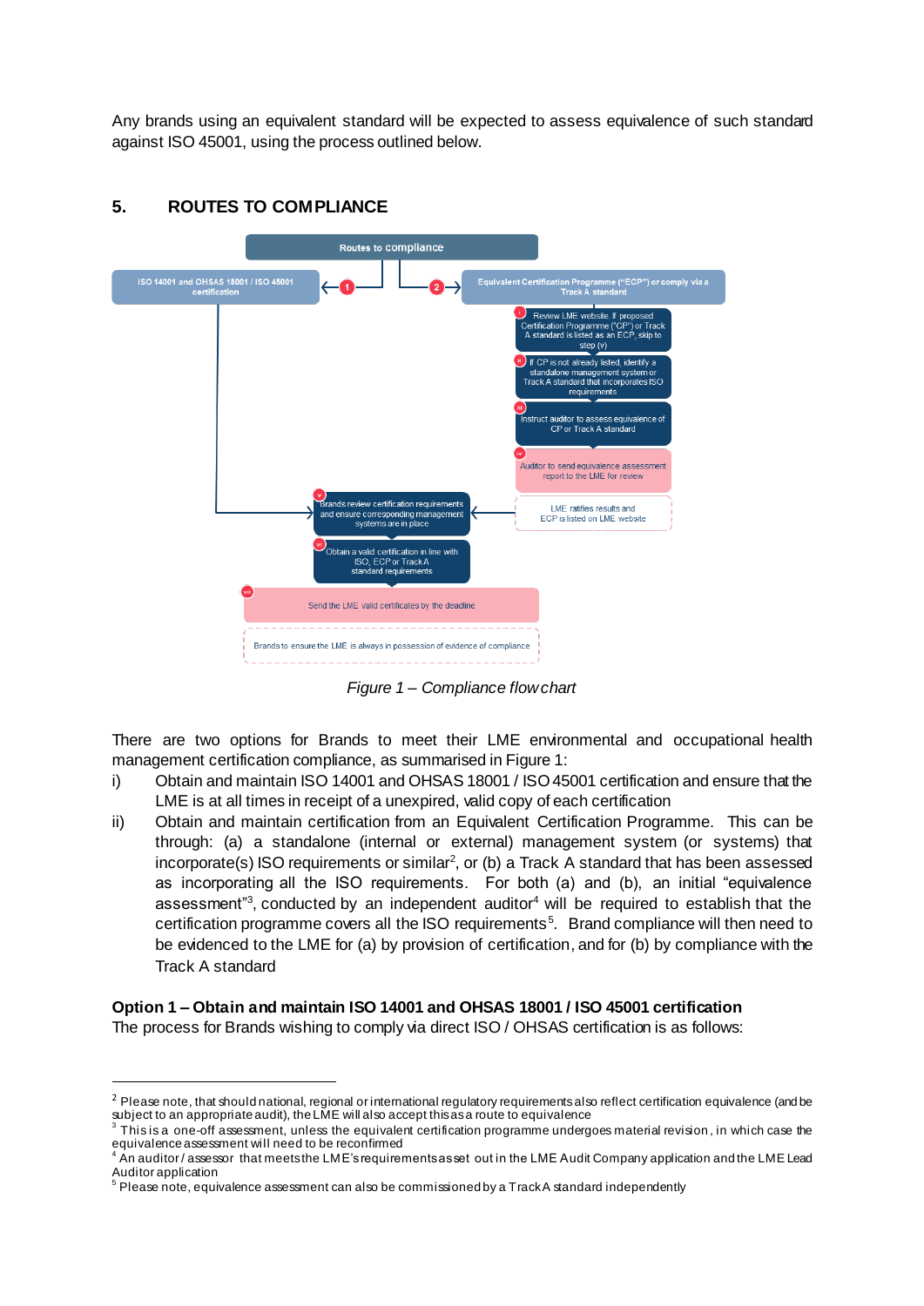Any brands using an equivalent standard will be expected to assess equivalence of such standard against ISO 45001, using the process outlined below.

## 5. ROUTES TO COMPLIANCE

Routes to compliance

1 — ISO 14001 and OHSAS 18001 / ISO 45001 certification

2 — Equivalent Certification Programme ("ECP") or comply via a Track A standard

i — Review LME website. If proposed Certification Programme ("CP") or Track A standard is listed as an ECP, skip to step (v)

ii — If CP is not already listed, identify a standalone management system or Track A standard that incorporates ISO requirements

iii — Instruct auditor to assess equivalence of CP or Track A standard

iv — Auditor to send equivalence assessment report to the LME for review

LME ratifies results and ECP is listed on LME website

v — Brands review certification requirements and ensure corresponding management systems are in place

vi — Obtain a valid certification in line with ISO, ECP or Track A standard requirements

vii — Send the LME valid certificates by the deadline

Brands to ensure the LME is always in possession of evidence of compliance

*Figure 1 – Compliance flowchart*

There are two options for Brands to meet their LME environmental and occupational health management certification compliance, as summarised in Figure 1:

i) Obtain and maintain ISO 14001 and OHSAS 18001 / ISO 45001 certification and ensure that the LME is at all times in receipt of a unexpired, valid copy of each certification

ii) Obtain and maintain certification from an Equivalent Certification Programme. This can be through: (a) a standalone (internal or external) management system (or systems) that incorporate(s) ISO requirements or similar[2], or (b) a Track A standard that has been assessed as incorporating all the ISO requirements. For both (a) and (b), an initial "equivalence assessment"[3], conducted by an independent auditor[4] will be required to establish that the certification programme covers all the ISO requirements[5]. Brand compliance will then need to be evidenced to the LME for (a) by provision of certification, and for (b) by compliance with the Track A standard

**Option 1 – Obtain and maintain ISO 14001 and OHSAS 18001 / ISO 45001 certification**
The process for Brands wishing to comply via direct ISO / OHSAS certification is as follows:

---

[2] Please note, that should national, regional or international regulatory requirements also reflect certification equivalence (and be subject to an appropriate audit), the LME will also accept this as a route to equivalence

[3] This is a one-off assessment, unless the equivalent certification programme undergoes material revision, in which case the equivalence assessment will need to be reconfirmed

[4] An auditor / assessor that meets the LME's requirements as set out in the LME Audit Company application and the LME Lead Auditor application

[5] Please note, equivalence assessment can also be commissioned by a Track A standard independently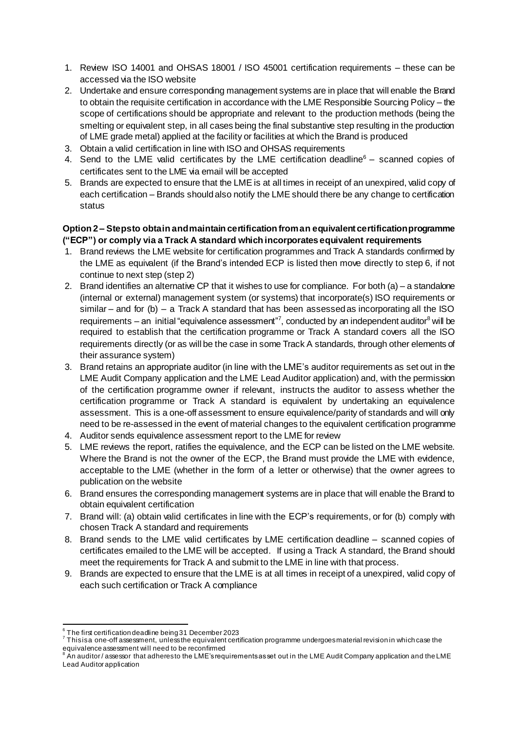1. Review ISO 14001 and OHSAS 18001 / ISO 45001 certification requirements – these can be accessed via the ISO website
2. Undertake and ensure corresponding management systems are in place that will enable the Brand to obtain the requisite certification in accordance with the LME Responsible Sourcing Policy – the scope of certifications should be appropriate and relevant to the production methods (being the smelting or equivalent step, in all cases being the final substantive step resulting in the production of LME grade metal) applied at the facility or facilities at which the Brand is produced
3. Obtain a valid certification in line with ISO and OHSAS requirements
4. Send to the LME valid certificates by the LME certification deadline[6] – scanned copies of certificates sent to the LME via email will be accepted
5. Brands are expected to ensure that the LME is at all times in receipt of an unexpired, valid copy of each certification – Brands should also notify the LME should there be any change to certification status

**Option 2 – Steps to obtain and maintain certification from an equivalent certification programme ("ECP") or comply via a Track A standard which incorporates equivalent requirements**

1. Brand reviews the LME website for certification programmes and Track A standards confirmed by the LME as equivalent (if the Brand's intended ECP is listed then move directly to step 6, if not continue to next step (step 2)
2. Brand identifies an alternative CP that it wishes to use for compliance. For both (a) – a standalone (internal or external) management system (or systems) that incorporate(s) ISO requirements or similar – and for (b) – a Track A standard that has been assessed as incorporating all the ISO requirements – an initial "equivalence assessment"[7], conducted by an independent auditor[8] will be required to establish that the certification programme or Track A standard covers all the ISO requirements directly (or as will be the case in some Track A standards, through other elements of their assurance system)
3. Brand retains an appropriate auditor (in line with the LME's auditor requirements as set out in the LME Audit Company application and the LME Lead Auditor application) and, with the permission of the certification programme owner if relevant, instructs the auditor to assess whether the certification programme or Track A standard is equivalent by undertaking an equivalence assessment. This is a one-off assessment to ensure equivalence/parity of standards and will only need to be re-assessed in the event of material changes to the equivalent certification programme
4. Auditor sends equivalence assessment report to the LME for review
5. LME reviews the report, ratifies the equivalence, and the ECP can be listed on the LME website. Where the Brand is not the owner of the ECP, the Brand must provide the LME with evidence, acceptable to the LME (whether in the form of a letter or otherwise) that the owner agrees to publication on the website
6. Brand ensures the corresponding management systems are in place that will enable the Brand to obtain equivalent certification
7. Brand will: (a) obtain valid certificates in line with the ECP's requirements, or for (b) comply with chosen Track A standard and requirements
8. Brand sends to the LME valid certificates by LME certification deadline – scanned copies of certificates emailed to the LME will be accepted. If using a Track A standard, the Brand should meet the requirements for Track A and submit to the LME in line with that process.
9. Brands are expected to ensure that the LME is at all times in receipt of a unexpired, valid copy of each such certification or Track A compliance

---

[6] The first certification deadline being 31 December 2023

[7] This is a one-off assessment, unless the equivalent certification programme undergoes material revision in which case the equivalence assessment will need to be reconfirmed

[8] An auditor / assessor that adheres to the LME's requirements as set out in the LME Audit Company application and the LME Lead Auditor application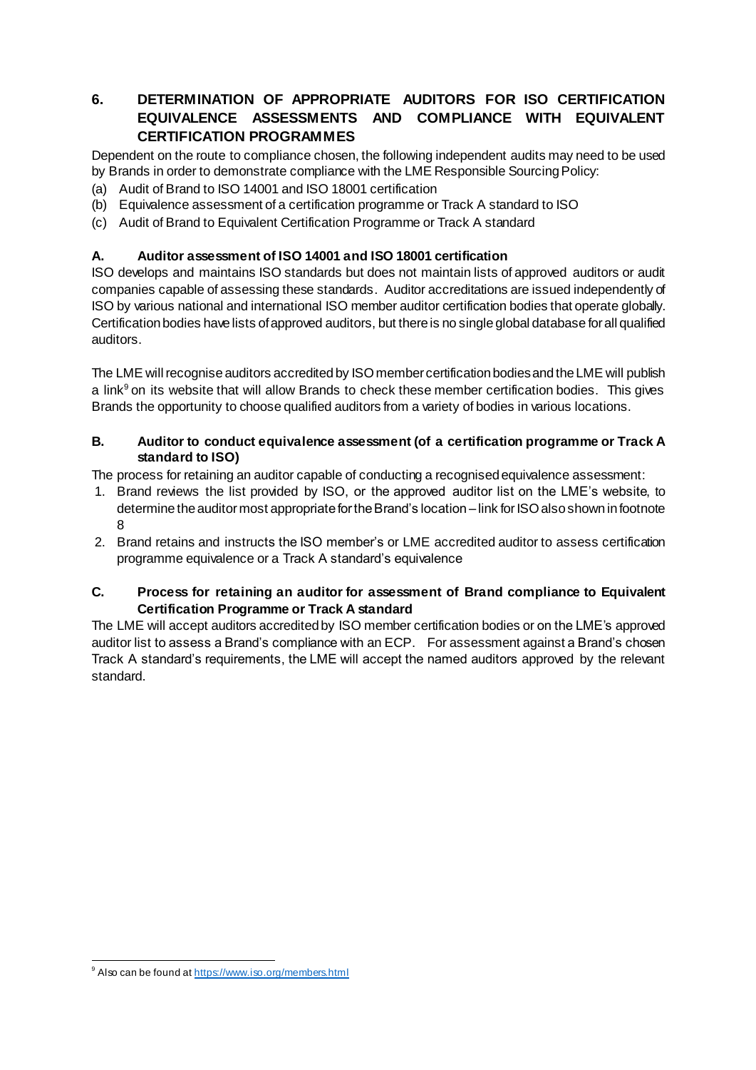## 6. DETERMINATION OF APPROPRIATE AUDITORS FOR ISO CERTIFICATION EQUIVALENCE ASSESSMENTS AND COMPLIANCE WITH EQUIVALENT CERTIFICATION PROGRAMMES

Dependent on the route to compliance chosen, the following independent audits may need to be used by Brands in order to demonstrate compliance with the LME Responsible Sourcing Policy:

(a) Audit of Brand to ISO 14001 and ISO 18001 certification
(b) Equivalence assessment of a certification programme or Track A standard to ISO
(c) Audit of Brand to Equivalent Certification Programme or Track A standard

### A. Auditor assessment of ISO 14001 and ISO 18001 certification

ISO develops and maintains ISO standards but does not maintain lists of approved auditors or audit companies capable of assessing these standards. Auditor accreditations are issued independently of ISO by various national and international ISO member auditor certification bodies that operate globally. Certification bodies have lists of approved auditors, but there is no single global database for all qualified auditors.

The LME will recognise auditors accredited by ISO member certification bodies and the LME will publish a link[9] on its website that will allow Brands to check these member certification bodies. This gives Brands the opportunity to choose qualified auditors from a variety of bodies in various locations.

### B. Auditor to conduct equivalence assessment (of a certification programme or Track A standard to ISO)

The process for retaining an auditor capable of conducting a recognised equivalence assessment:

1. Brand reviews the list provided by ISO, or the approved auditor list on the LME's website, to determine the auditor most appropriate for the Brand's location – link for ISO also shown in footnote 8
2. Brand retains and instructs the ISO member's or LME accredited auditor to assess certification programme equivalence or a Track A standard's equivalence

### C. Process for retaining an auditor for assessment of Brand compliance to Equivalent Certification Programme or Track A standard

The LME will accept auditors accredited by ISO member certification bodies or on the LME's approved auditor list to assess a Brand's compliance with an ECP. For assessment against a Brand's chosen Track A standard's requirements, the LME will accept the named auditors approved by the relevant standard.

---

[9] Also can be found at https://www.iso.org/members.html